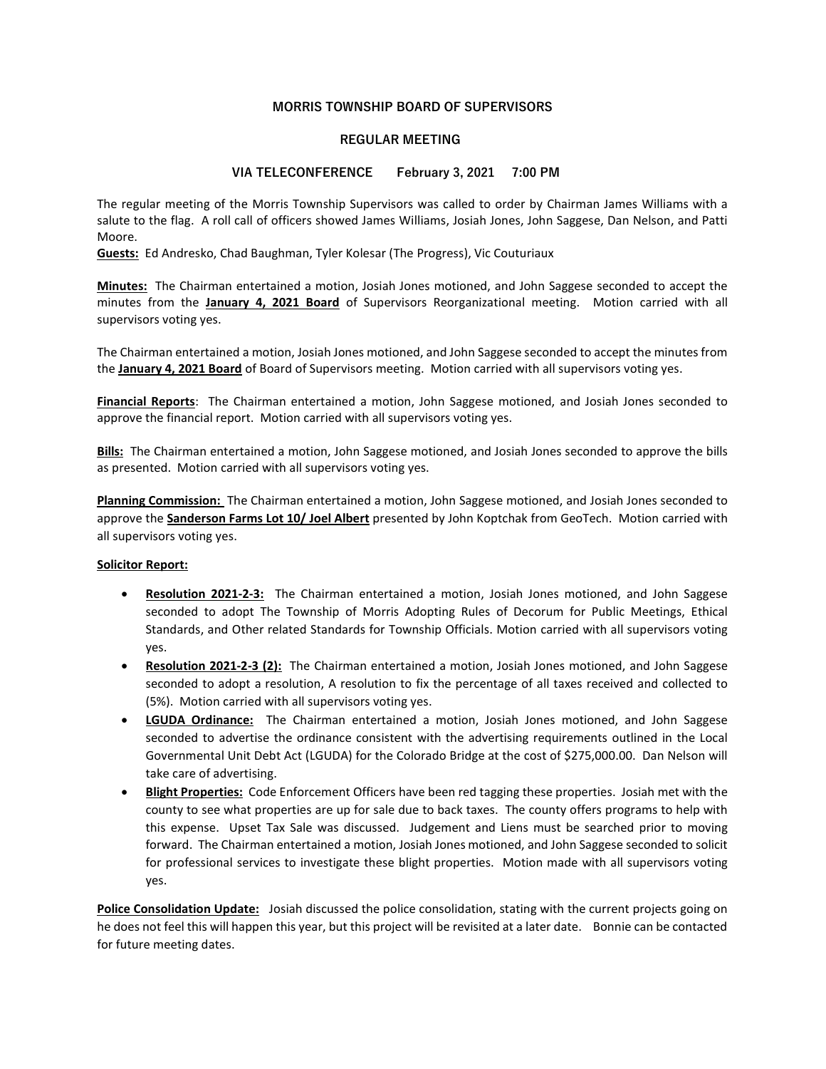# MORRIS TOWNSHIP BOARD OF SUPERVISORS

## REGULAR MEETING

### VIA TELECONFERENCE February 3, 2021 7:00 PM

The regular meeting of the Morris Township Supervisors was called to order by Chairman James Williams with a salute to the flag. A roll call of officers showed James Williams, Josiah Jones, John Saggese, Dan Nelson, and Patti Moore.

**Guests:** Ed Andresko, Chad Baughman, Tyler Kolesar (The Progress), Vic Couturiaux

**Minutes:** The Chairman entertained a motion, Josiah Jones motioned, and John Saggese seconded to accept the minutes from the **January 4, 2021 Board** of Supervisors Reorganizational meeting. Motion carried with all supervisors voting yes.

The Chairman entertained a motion, Josiah Jones motioned, and John Saggese seconded to accept the minutes from the **January 4, 2021 Board** of Board of Supervisors meeting. Motion carried with all supervisors voting yes.

**Financial Reports**: The Chairman entertained a motion, John Saggese motioned, and Josiah Jones seconded to approve the financial report. Motion carried with all supervisors voting yes.

**Bills:** The Chairman entertained a motion, John Saggese motioned, and Josiah Jones seconded to approve the bills as presented. Motion carried with all supervisors voting yes.

**Planning Commission:** The Chairman entertained a motion, John Saggese motioned, and Josiah Jones seconded to approve the **Sanderson Farms Lot 10/ Joel Albert** presented by John Koptchak from GeoTech. Motion carried with all supervisors voting yes.

**Solicitor Report:**

- **Resolution 2021-2-3:** The Chairman entertained a motion, Josiah Jones motioned, and John Saggese seconded to adopt The Township of Morris Adopting Rules of Decorum for Public Meetings, Ethical Standards, and Other related Standards for Township Officials. Motion carried with all supervisors voting yes.
- **Resolution 2021-2-3 (2):** The Chairman entertained a motion, Josiah Jones motioned, and John Saggese seconded to adopt a resolution, A resolution to fix the percentage of all taxes received and collected to (5%). Motion carried with all supervisors voting yes.
- **LGUDA Ordinance:** The Chairman entertained a motion, Josiah Jones motioned, and John Saggese seconded to advertise the ordinance consistent with the advertising requirements outlined in the Local Governmental Unit Debt Act (LGUDA) for the Colorado Bridge at the cost of $275,000.00. Dan Nelson will take care of advertising.
- **Blight Properties:** Code Enforcement Officers have been red tagging these properties. Josiah met with the county to see what properties are up for sale due to back taxes. The county offers programs to help with this expense. Upset Tax Sale was discussed. Judgement and Liens must be searched prior to moving forward. The Chairman entertained a motion, Josiah Jones motioned, and John Saggese seconded to solicit for professional services to investigate these blight properties. Motion made with all supervisors voting yes.

**Police Consolidation Update:** Josiah discussed the police consolidation, stating with the current projects going on he does not feel this will happen this year, but this project will be revisited at a later date. Bonnie can be contacted for future meeting dates.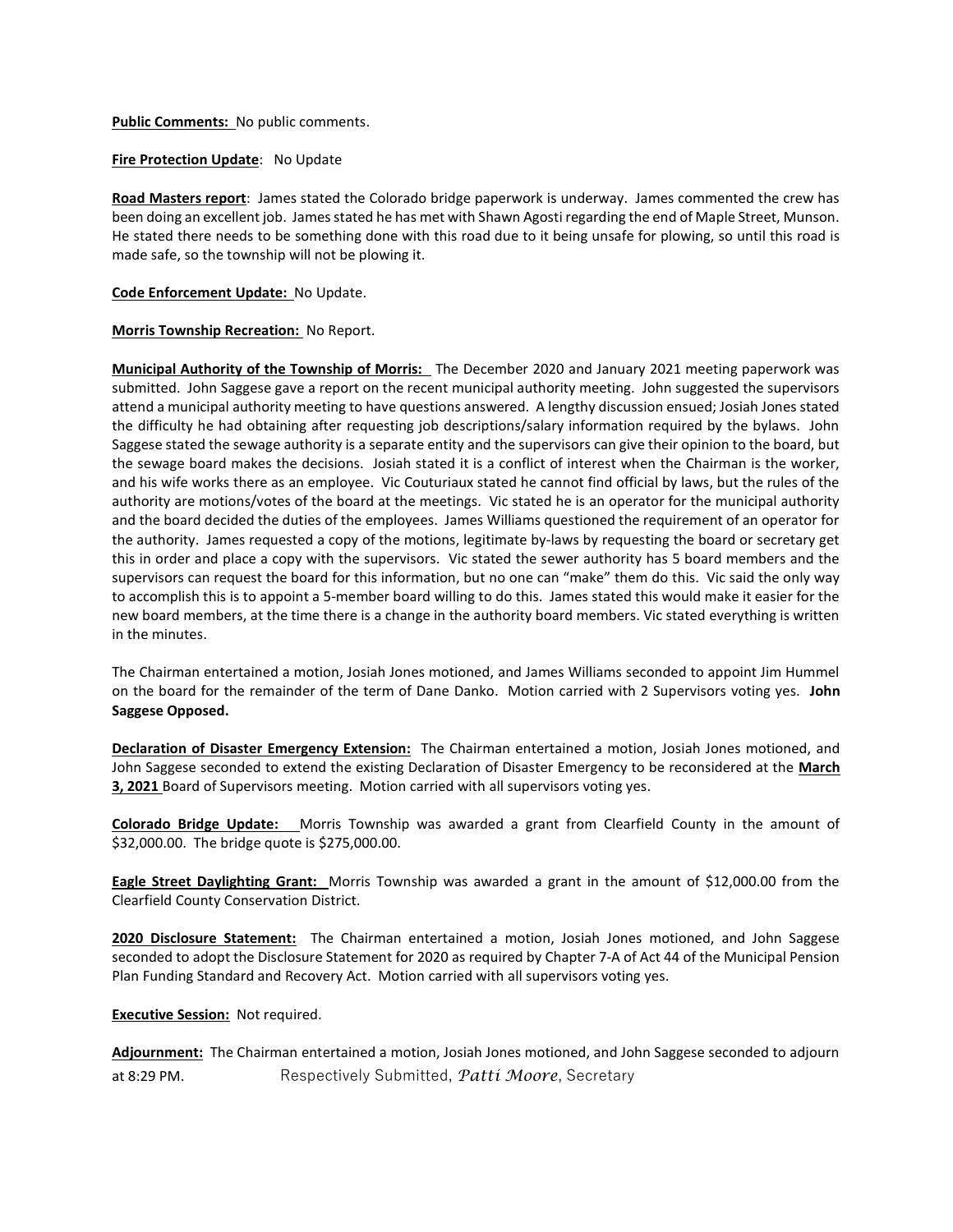**Public Comments:** No public comments.

**Fire Protection Update**: No Update

**Road Masters report**: James stated the Colorado bridge paperwork is underway. James commented the crew has been doing an excellent job. James stated he has met with Shawn Agosti regarding the end of Maple Street, Munson. He stated there needs to be something done with this road due to it being unsafe for plowing, so until this road is made safe, so the township will not be plowing it.

**Code Enforcement Update:** No Update.

**Morris Township Recreation:** No Report.

**Municipal Authority of the Township of Morris:** The December 2020 and January 2021 meeting paperwork was submitted. John Saggese gave a report on the recent municipal authority meeting. John suggested the supervisors attend a municipal authority meeting to have questions answered. A lengthy discussion ensued; Josiah Jones stated the difficulty he had obtaining after requesting job descriptions/salary information required by the bylaws. John Saggese stated the sewage authority is a separate entity and the supervisors can give their opinion to the board, but the sewage board makes the decisions. Josiah stated it is a conflict of interest when the Chairman is the worker, and his wife works there as an employee. Vic Couturiaux stated he cannot find official by laws, but the rules of the authority are motions/votes of the board at the meetings. Vic stated he is an operator for the municipal authority and the board decided the duties of the employees. James Williams questioned the requirement of an operator for the authority. James requested a copy of the motions, legitimate by-laws by requesting the board or secretary get this in order and place a copy with the supervisors. Vic stated the sewer authority has 5 board members and the supervisors can request the board for this information, but no one can "make" them do this. Vic said the only way to accomplish this is to appoint a 5-member board willing to do this. James stated this would make it easier for the new board members, at the time there is a change in the authority board members. Vic stated everything is written in the minutes.

The Chairman entertained a motion, Josiah Jones motioned, and James Williams seconded to appoint Jim Hummel on the board for the remainder of the term of Dane Danko. Motion carried with 2 Supervisors voting yes. **John Saggese Opposed.**

**Declaration of Disaster Emergency Extension:** The Chairman entertained a motion, Josiah Jones motioned, and John Saggese seconded to extend the existing Declaration of Disaster Emergency to be reconsidered at the **March 3, 2021** Board of Supervisors meeting. Motion carried with all supervisors voting yes.

**Colorado Bridge Update:** Morris Township was awarded a grant from Clearfield County in the amount of $32,000.00. The bridge quote is $275,000.00.

**Eagle Street Daylighting Grant:** Morris Township was awarded a grant in the amount of $12,000.00 from the Clearfield County Conservation District.

**2020 Disclosure Statement:** The Chairman entertained a motion, Josiah Jones motioned, and John Saggese seconded to adopt the Disclosure Statement for 2020 as required by Chapter 7-A of Act 44 of the Municipal Pension Plan Funding Standard and Recovery Act. Motion carried with all supervisors voting yes.

**Executive Session:** Not required.

**Adjournment:** The Chairman entertained a motion, Josiah Jones motioned, and John Saggese seconded to adjourn at 8:29 PM. Respectively Submitted, *Patti Moore*, Secretary